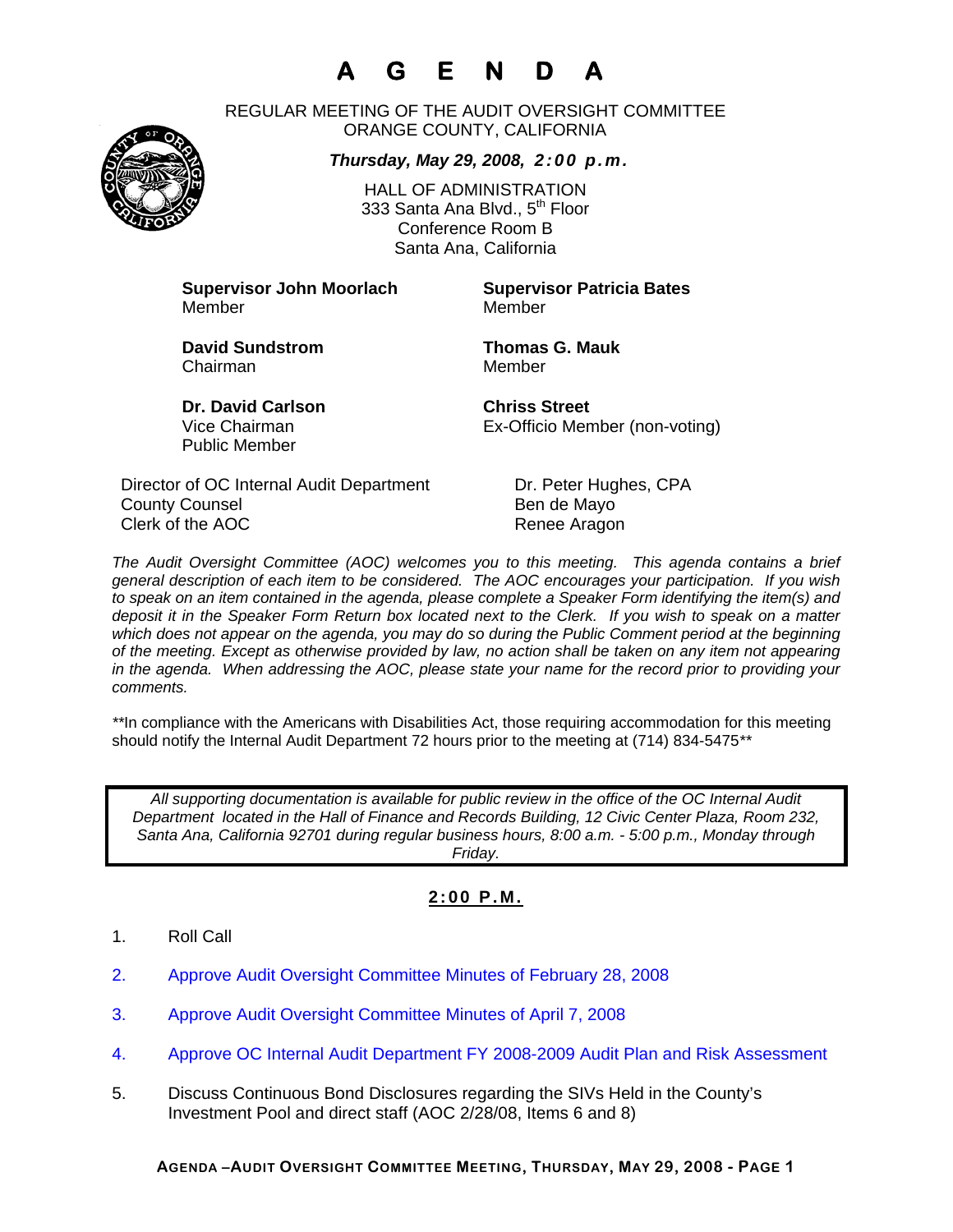# A G E N D A

REGULAR MEETING OF THE AUDIT OVERSIGHT COMMITTEE
ORANGE COUNTY, CALIFORNIA

***Thursday, May 29, 2008, 2:00 p.m.***

HALL OF ADMINISTRATION
333 Santa Ana Blvd., 5th Floor
Conference Room B
Santa Ana, California

**Supervisor John Moorlach**
Member

**Supervisor Patricia Bates**
Member

**David Sundstrom**
Chairman

**Thomas G. Mauk**
Member

**Dr. David Carlson**
Vice Chairman
Public Member

**Chriss Street**
Ex-Officio Member (non-voting)

Director of OC Internal Audit Department — Dr. Peter Hughes, CPA
County Counsel — Ben de Mayo
Clerk of the AOC — Renee Aragon

*The Audit Oversight Committee (AOC) welcomes you to this meeting. This agenda contains a brief general description of each item to be considered. The AOC encourages your participation. If you wish to speak on an item contained in the agenda, please complete a Speaker Form identifying the item(s) and deposit it in the Speaker Form Return box located next to the Clerk. If you wish to speak on a matter which does not appear on the agenda, you may do so during the Public Comment period at the beginning of the meeting. Except as otherwise provided by law, no action shall be taken on any item not appearing in the agenda. When addressing the AOC, please state your name for the record prior to providing your comments.*

**In compliance with the Americans with Disabilities Act, those requiring accommodation for this meeting should notify the Internal Audit Department 72 hours prior to the meeting at (714) 834-5475**

*All supporting documentation is available for public review in the office of the OC Internal Audit Department located in the Hall of Finance and Records Building, 12 Civic Center Plaza, Room 232, Santa Ana, California 92701 during regular business hours, 8:00 a.m. - 5:00 p.m., Monday through Friday.*

## 2:00 P.M.

1. Roll Call
2. Approve Audit Oversight Committee Minutes of February 28, 2008
3. Approve Audit Oversight Committee Minutes of April 7, 2008
4. Approve OC Internal Audit Department FY 2008-2009 Audit Plan and Risk Assessment
5. Discuss Continuous Bond Disclosures regarding the SIVs Held in the County's Investment Pool and direct staff (AOC 2/28/08, Items 6 and 8)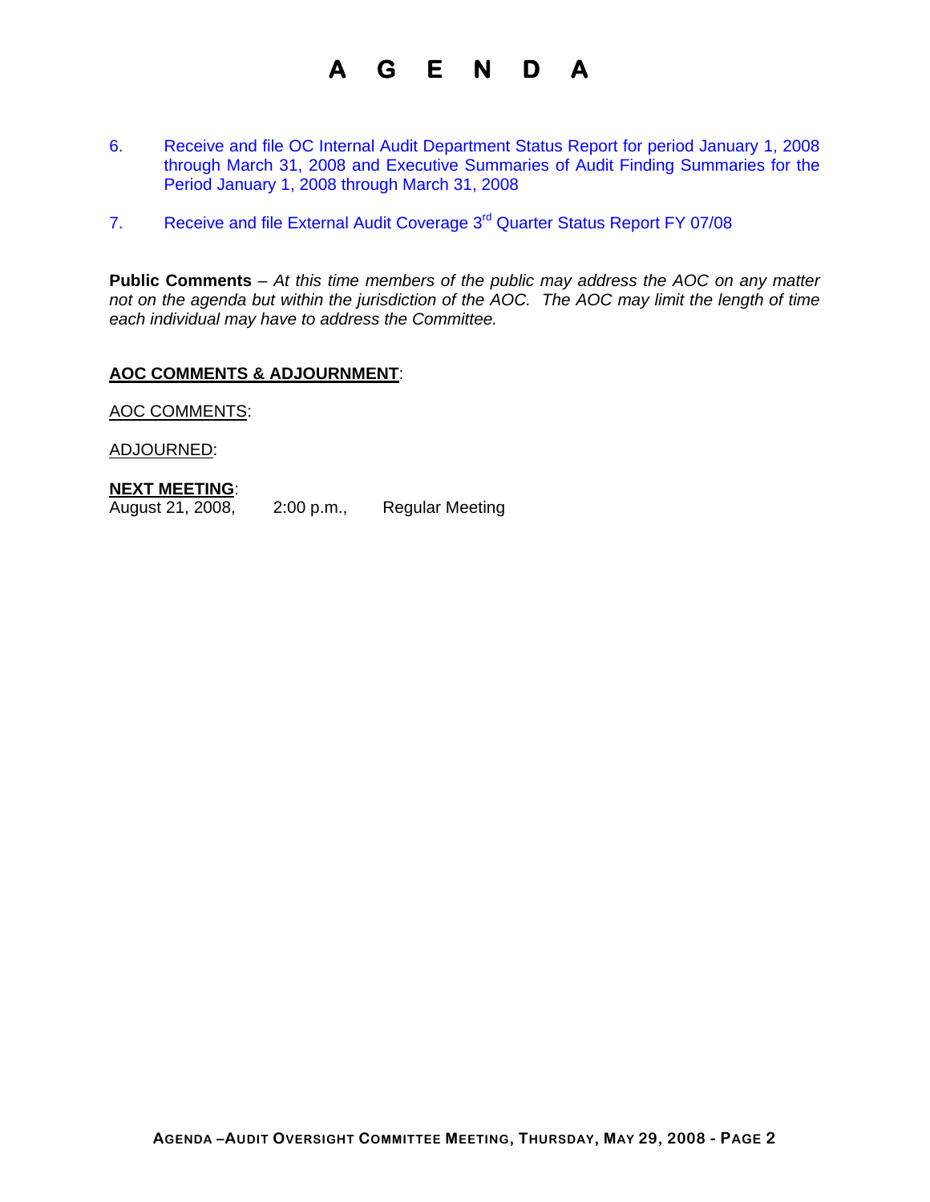# A G E N D A

6. Receive and file OC Internal Audit Department Status Report for period January 1, 2008 through March 31, 2008 and Executive Summaries of Audit Finding Summaries for the Period January 1, 2008 through March 31, 2008

7. Receive and file External Audit Coverage 3rd Quarter Status Report FY 07/08

**Public Comments** – *At this time members of the public may address the AOC on any matter not on the agenda but within the jurisdiction of the AOC. The AOC may limit the length of time each individual may have to address the Committee.*

**AOC COMMENTS & ADJOURNMENT**:

AOC COMMENTS:

ADJOURNED:

**NEXT MEETING**:
August 21, 2008, 2:00 p.m., Regular Meeting